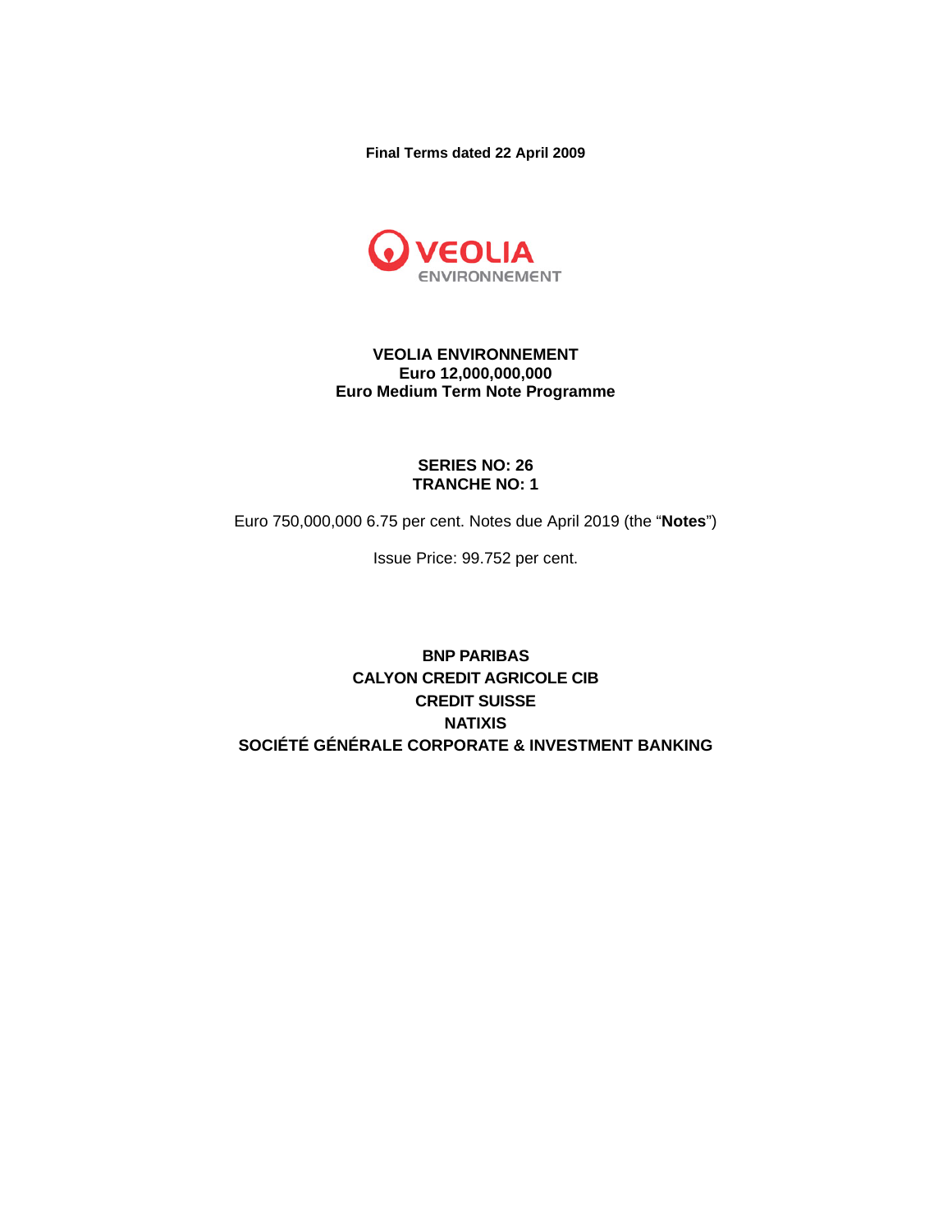**Final Terms dated 22 April 2009**

VEOLIA
ENVIRONNEMENT

# VEOLIA ENVIRONNEMENT
## Euro 12,000,000,000
## Euro Medium Term Note Programme

**SERIES NO: 26**
**TRANCHE NO: 1**

Euro 750,000,000 6.75 per cent. Notes due April 2019 (the "**Notes**")

Issue Price: 99.752 per cent.

**BNP PARIBAS**
**CALYON CREDIT AGRICOLE CIB**
**CREDIT SUISSE**
**NATIXIS**
**SOCIÉTÉ GÉNÉRALE CORPORATE & INVESTMENT BANKING**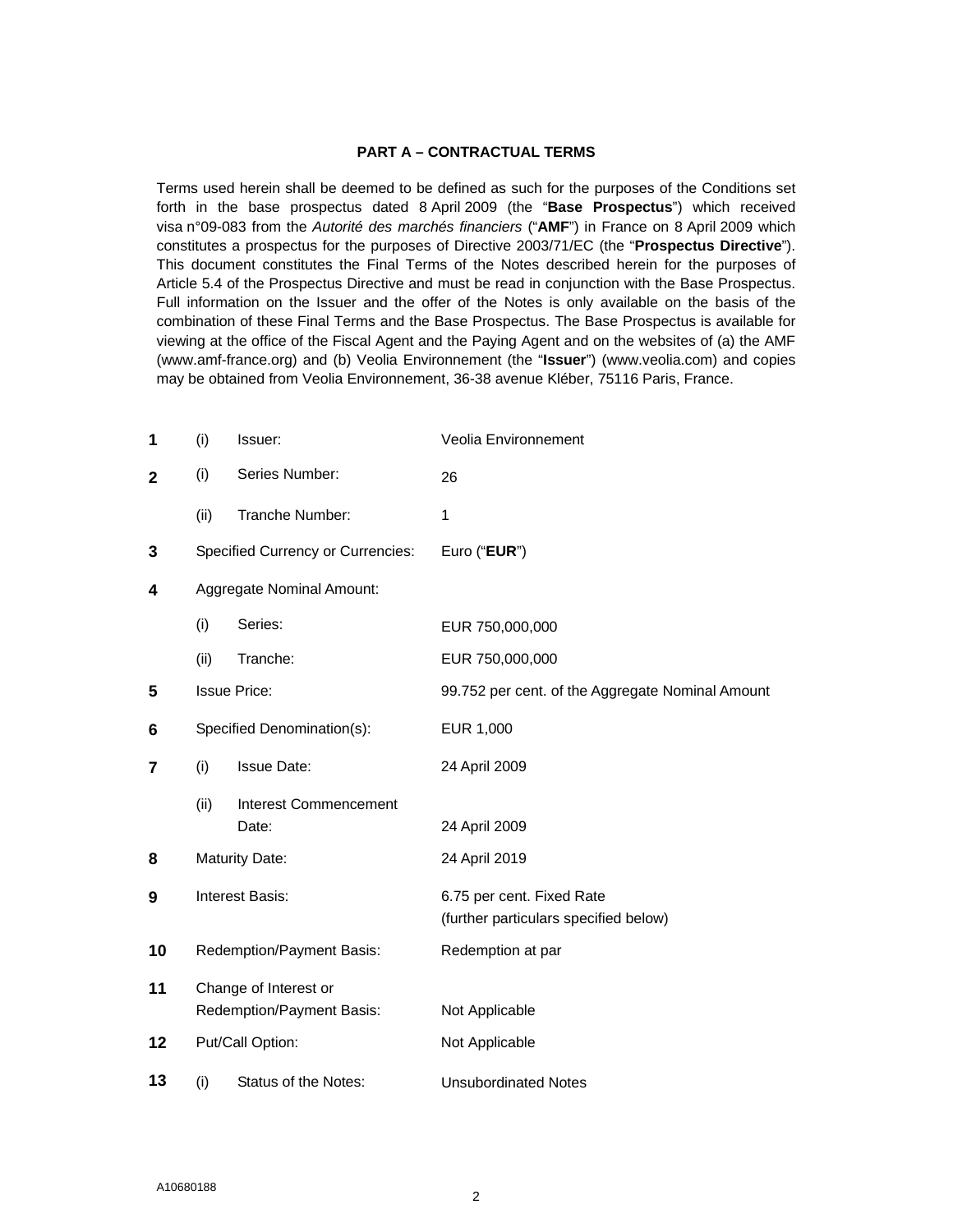## PART A – CONTRACTUAL TERMS

Terms used herein shall be deemed to be defined as such for the purposes of the Conditions set forth in the base prospectus dated 8 April 2009 (the "**Base Prospectus**") which received visa n°09-083 from the *Autorité des marchés financiers* ("**AMF**") in France on 8 April 2009 which constitutes a prospectus for the purposes of Directive 2003/71/EC (the "**Prospectus Directive**"). This document constitutes the Final Terms of the Notes described herein for the purposes of Article 5.4 of the Prospectus Directive and must be read in conjunction with the Base Prospectus. Full information on the Issuer and the offer of the Notes is only available on the basis of the combination of these Final Terms and the Base Prospectus. The Base Prospectus is available for viewing at the office of the Fiscal Agent and the Paying Agent and on the websites of (a) the AMF (www.amf-france.org) and (b) Veolia Environnement (the "**Issuer**") (www.veolia.com) and copies may be obtained from Veolia Environnement, 36-38 avenue Kléber, 75116 Paris, France.

| | | | |
|---|---|---|---|
| **1** | (i) | Issuer: | Veolia Environnement |
| **2** | (i) | Series Number: | 26 |
| | (ii) | Tranche Number: | 1 |
| **3** | | Specified Currency or Currencies: | Euro ("**EUR**") |
| **4** | | Aggregate Nominal Amount: | |
| | (i) | Series: | EUR 750,000,000 |
| | (ii) | Tranche: | EUR 750,000,000 |
| **5** | | Issue Price: | 99.752 per cent. of the Aggregate Nominal Amount |
| **6** | | Specified Denomination(s): | EUR 1,000 |
| **7** | (i) | Issue Date: | 24 April 2009 |
| | (ii) | Interest Commencement Date: | 24 April 2009 |
| **8** | | Maturity Date: | 24 April 2019 |
| **9** | | Interest Basis: | 6.75 per cent. Fixed Rate (further particulars specified below) |
| **10** | | Redemption/Payment Basis: | Redemption at par |
| **11** | | Change of Interest or Redemption/Payment Basis: | Not Applicable |
| **12** | | Put/Call Option: | Not Applicable |
| **13** | (i) | Status of the Notes: | Unsubordinated Notes |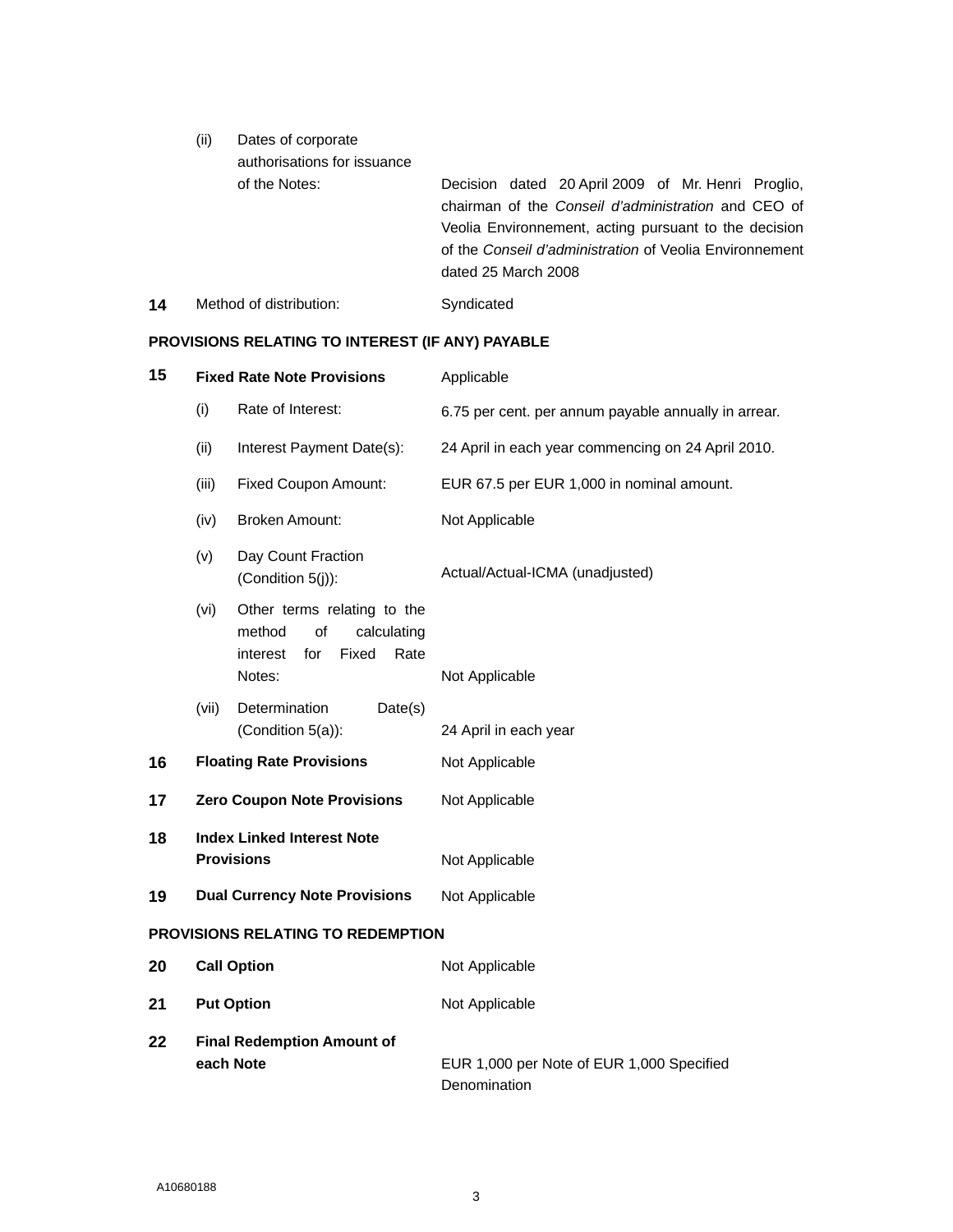| | | | |
|---|---|---|---|
| | (ii) | Dates of corporate authorisations for issuance of the Notes: | Decision dated 20 April 2009 of Mr. Henri Proglio, chairman of the *Conseil d'administration* and CEO of Veolia Environnement, acting pursuant to the decision of the *Conseil d'administration* of Veolia Environnement dated 25 March 2008 |
| **14** | Method of distribution: | | Syndicated |

**PROVISIONS RELATING TO INTEREST (IF ANY) PAYABLE**

| | | | |
|---|---|---|---|
| **15** | **Fixed Rate Note Provisions** | | Applicable |
| | (i) | Rate of Interest: | 6.75 per cent. per annum payable annually in arrear. |
| | (ii) | Interest Payment Date(s): | 24 April in each year commencing on 24 April 2010. |
| | (iii) | Fixed Coupon Amount: | EUR 67.5 per EUR 1,000 in nominal amount. |
| | (iv) | Broken Amount: | Not Applicable |
| | (v) | Day Count Fraction (Condition 5(j)): | Actual/Actual-ICMA (unadjusted) |
| | (vi) | Other terms relating to the method of calculating interest for Fixed Rate Notes: | Not Applicable |
| | (vii) | Determination Date(s) (Condition 5(a)): | 24 April in each year |
| **16** | **Floating Rate Provisions** | | Not Applicable |
| **17** | **Zero Coupon Note Provisions** | | Not Applicable |
| **18** | **Index Linked Interest Note Provisions** | | Not Applicable |
| **19** | **Dual Currency Note Provisions** | | Not Applicable |

**PROVISIONS RELATING TO REDEMPTION**

| | | |
|---|---|---|
| **20** | **Call Option** | Not Applicable |
| **21** | **Put Option** | Not Applicable |
| **22** | **Final Redemption Amount of each Note** | EUR 1,000 per Note of EUR 1,000 Specified Denomination |

A10680188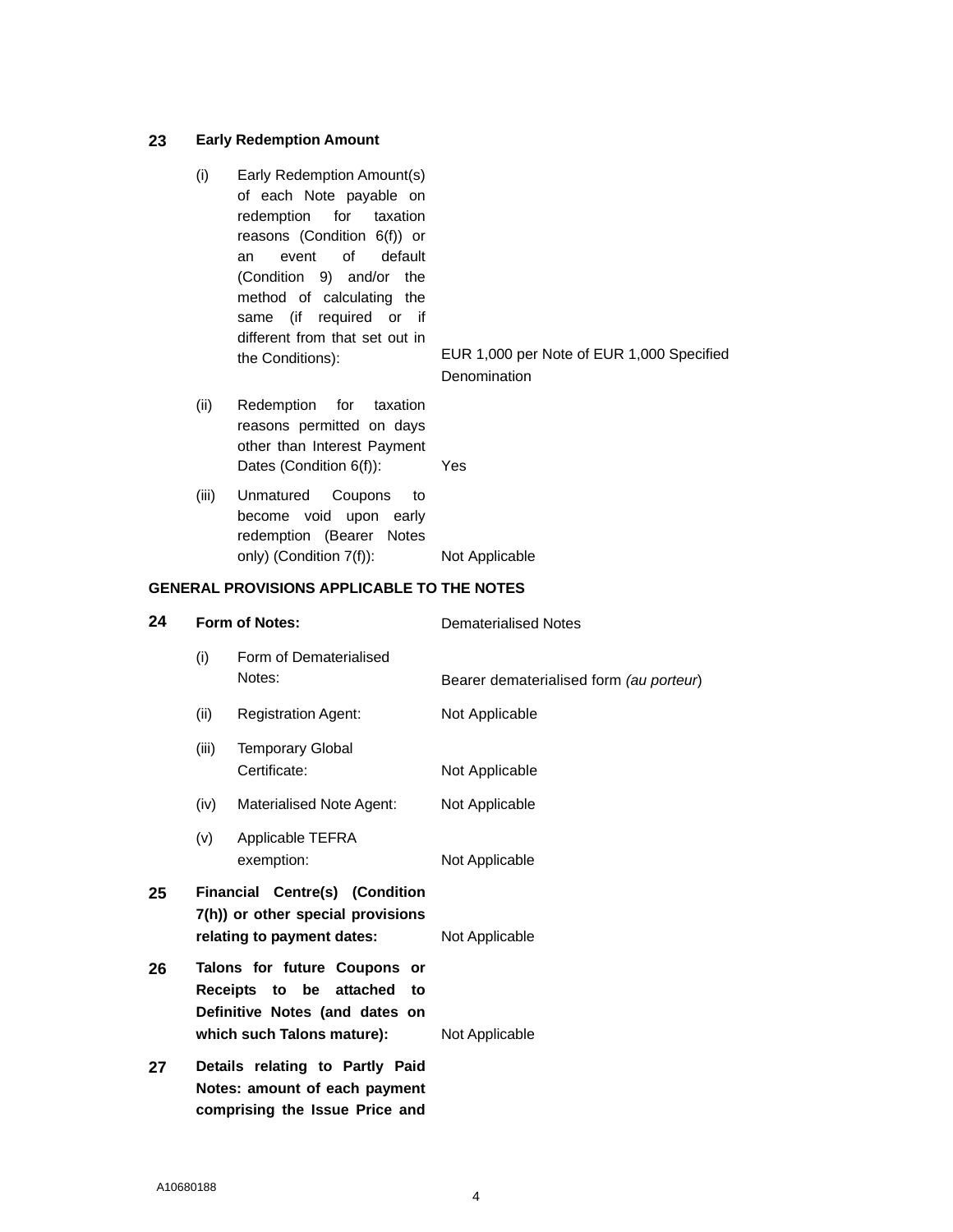| | | | |
|---|---|---|---|
| **23** | **Early Redemption Amount** | | |
| | (i) | Early Redemption Amount(s) of each Note payable on redemption for taxation reasons (Condition 6(f)) or an event of default (Condition 9) and/or the method of calculating the same (if required or if different from that set out in the Conditions): | EUR 1,000 per Note of EUR 1,000 Specified Denomination |
| | (ii) | Redemption for taxation reasons permitted on days other than Interest Payment Dates (Condition 6(f)): | Yes |
| | (iii) | Unmatured Coupons to become void upon early redemption (Bearer Notes only) (Condition 7(f)): | Not Applicable |

**GENERAL PROVISIONS APPLICABLE TO THE NOTES**

| | | | |
|---|---|---|---|
| **24** | **Form of Notes:** | | Dematerialised Notes |
| | (i) | Form of Dematerialised Notes: | Bearer dematerialised form *(au porteur)* |
| | (ii) | Registration Agent: | Not Applicable |
| | (iii) | Temporary Global Certificate: | Not Applicable |
| | (iv) | Materialised Note Agent: | Not Applicable |
| | (v) | Applicable TEFRA exemption: | Not Applicable |
| **25** | **Financial Centre(s) (Condition 7(h)) or other special provisions relating to payment dates:** | | Not Applicable |
| **26** | **Talons for future Coupons or Receipts to be attached to Definitive Notes (and dates on which such Talons mature):** | | Not Applicable |
| **27** | **Details relating to Partly Paid Notes: amount of each payment comprising the Issue Price and** | | |

A10680188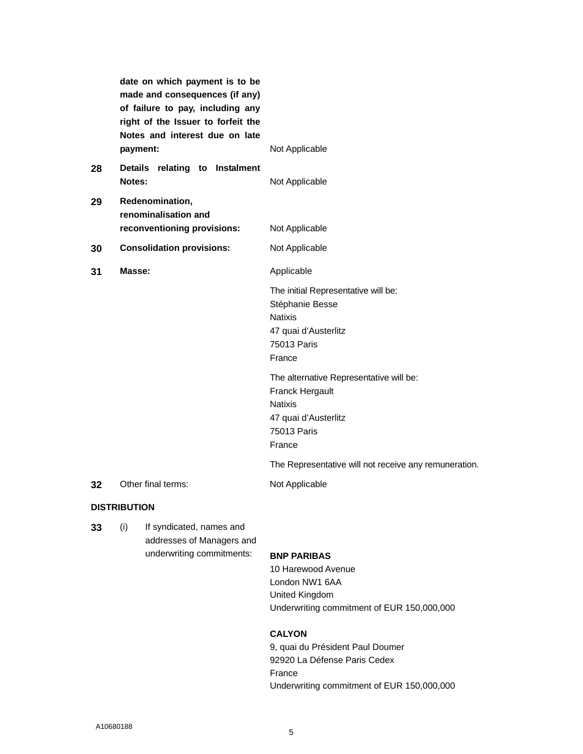| | | |
|---|---|---|
| | **date on which payment is to be made and consequences (if any) of failure to pay, including any right of the Issuer to forfeit the Notes and interest due on late payment:** | Not Applicable |
| **28** | **Details relating to Instalment Notes:** | Not Applicable |
| **29** | **Redenomination, renominalisation and reconventioning provisions:** | Not Applicable |
| **30** | **Consolidation provisions:** | Not Applicable |
| **31** | **Masse:** | Applicable<br><br>The initial Representative will be:<br>Stéphanie Besse<br>Natixis<br>47 quai d'Austerlitz<br>75013 Paris<br>France<br><br>The alternative Representative will be:<br>Franck Hergault<br>Natixis<br>47 quai d'Austerlitz<br>75013 Paris<br>France<br><br>The Representative will not receive any remuneration. |
| **32** | Other final terms: | Not Applicable |

**DISTRIBUTION**

| | | |
|---|---|---|
| **33** | (i) If syndicated, names and addresses of Managers and underwriting commitments: | **BNP PARIBAS**<br>10 Harewood Avenue<br>London NW1 6AA<br>United Kingdom<br>Underwriting commitment of EUR 150,000,000<br><br>**CALYON**<br>9, quai du Président Paul Doumer<br>92920 La Défense Paris Cedex<br>France<br>Underwriting commitment of EUR 150,000,000 |

A10680188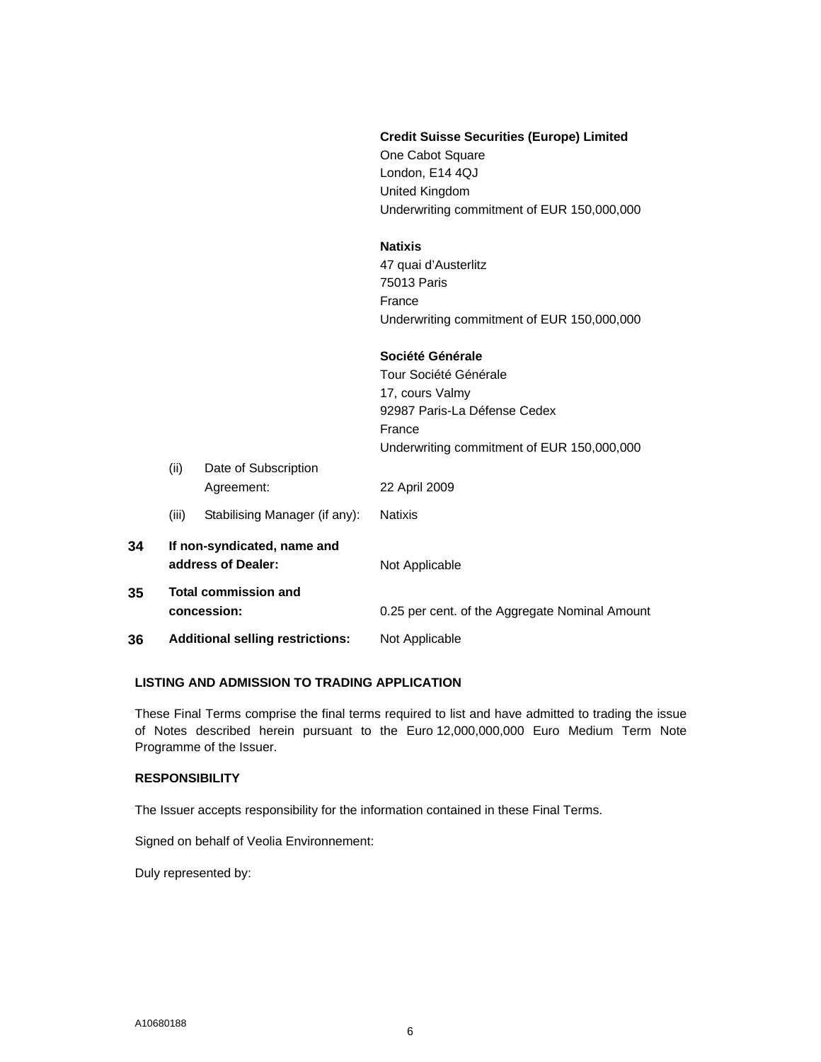| | | | |
|---|---|---|---|
| | | | **Credit Suisse Securities (Europe) Limited**<br>One Cabot Square<br>London, E14 4QJ<br>United Kingdom<br>Underwriting commitment of EUR 150,000,000 |
| | | | **Natixis**<br>47 quai d'Austerlitz<br>75013 Paris<br>France<br>Underwriting commitment of EUR 150,000,000 |
| | | | **Société Générale**<br>Tour Société Générale<br>17, cours Valmy<br>92987 Paris-La Défense Cedex<br>France<br>Underwriting commitment of EUR 150,000,000 |
| | (ii) | Date of Subscription Agreement: | 22 April 2009 |
| | (iii) | Stabilising Manager (if any): | Natixis |
| **34** | **If non-syndicated, name and address of Dealer:** | | Not Applicable |
| **35** | **Total commission and concession:** | | 0.25 per cent. of the Aggregate Nominal Amount |
| **36** | **Additional selling restrictions:** | | Not Applicable |

**LISTING AND ADMISSION TO TRADING APPLICATION**

These Final Terms comprise the final terms required to list and have admitted to trading the issue of Notes described herein pursuant to the Euro 12,000,000,000 Euro Medium Term Note Programme of the Issuer.

**RESPONSIBILITY**

The Issuer accepts responsibility for the information contained in these Final Terms.

Signed on behalf of Veolia Environnement:

Duly represented by:

A10680188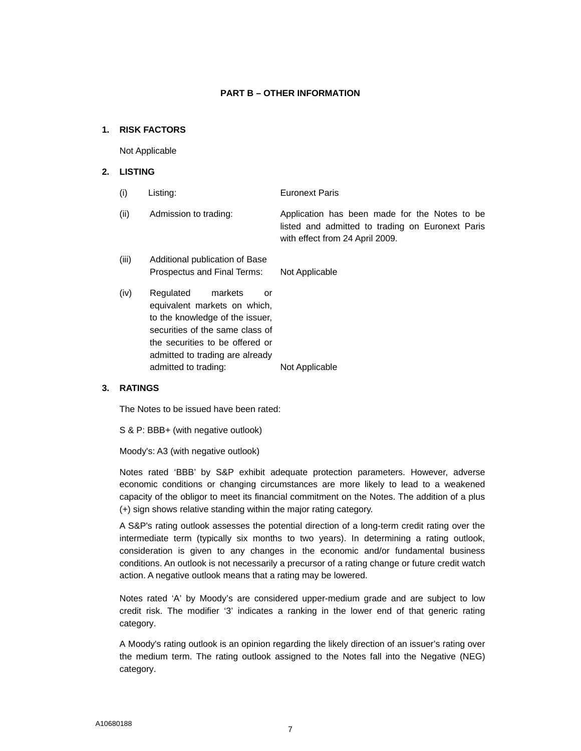## PART B – OTHER INFORMATION

### 1. RISK FACTORS

Not Applicable

### 2. LISTING

| | | |
|---|---|---|
| (i) | Listing: | Euronext Paris |
| (ii) | Admission to trading: | Application has been made for the Notes to be listed and admitted to trading on Euronext Paris with effect from 24 April 2009. |
| (iii) | Additional publication of Base Prospectus and Final Terms: | Not Applicable |
| (iv) | Regulated markets or equivalent markets on which, to the knowledge of the issuer, securities of the same class of the securities to be offered or admitted to trading are already admitted to trading: | Not Applicable |

### 3. RATINGS

The Notes to be issued have been rated:

S & P: BBB+ (with negative outlook)

Moody's: A3 (with negative outlook)

Notes rated 'BBB' by S&P exhibit adequate protection parameters. However, adverse economic conditions or changing circumstances are more likely to lead to a weakened capacity of the obligor to meet its financial commitment on the Notes. The addition of a plus (+) sign shows relative standing within the major rating category.

A S&P's rating outlook assesses the potential direction of a long-term credit rating over the intermediate term (typically six months to two years). In determining a rating outlook, consideration is given to any changes in the economic and/or fundamental business conditions. An outlook is not necessarily a precursor of a rating change or future credit watch action. A negative outlook means that a rating may be lowered.

Notes rated 'A' by Moody's are considered upper-medium grade and are subject to low credit risk. The modifier '3' indicates a ranking in the lower end of that generic rating category.

A Moody's rating outlook is an opinion regarding the likely direction of an issuer's rating over the medium term. The rating outlook assigned to the Notes fall into the Negative (NEG) category.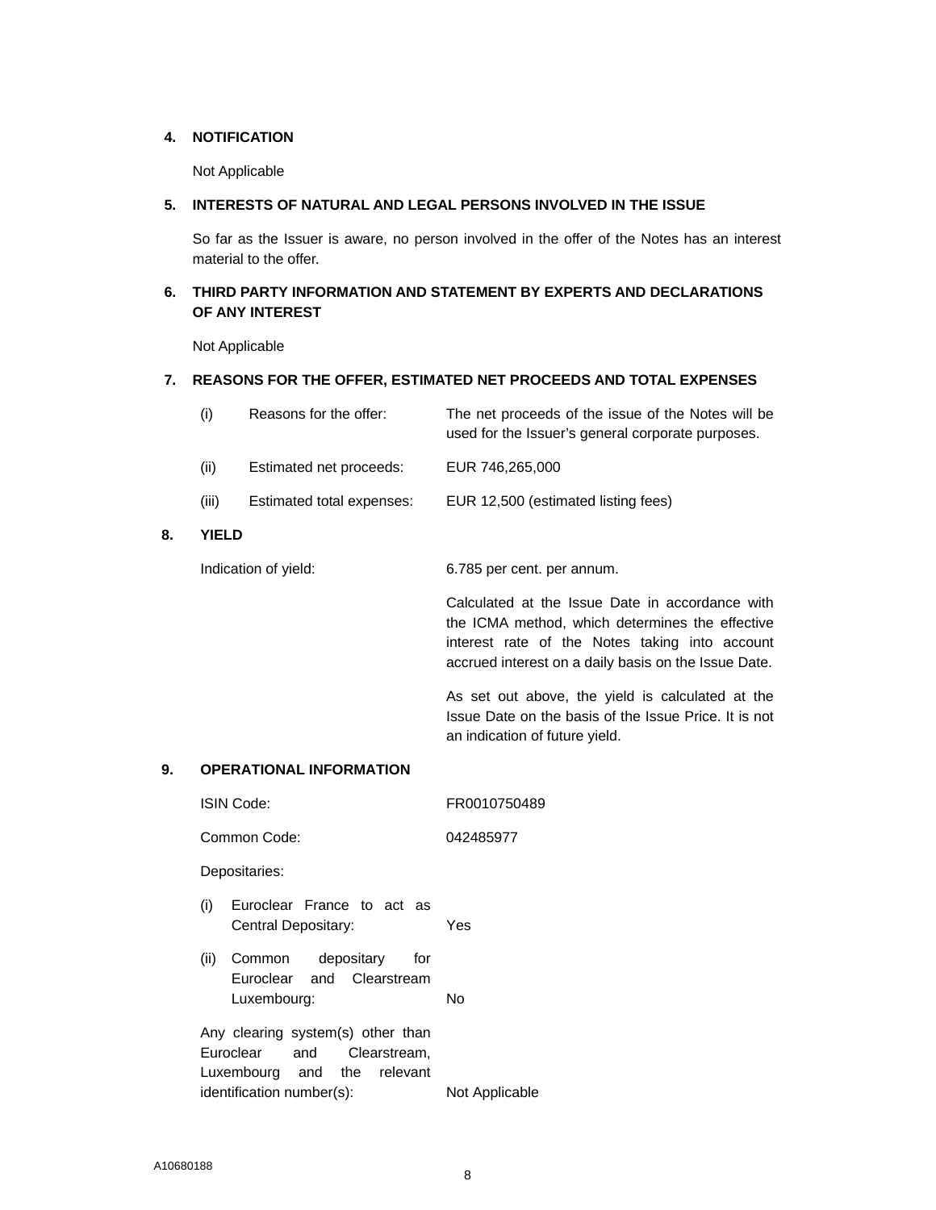## 4. NOTIFICATION

Not Applicable

## 5. INTERESTS OF NATURAL AND LEGAL PERSONS INVOLVED IN THE ISSUE

So far as the Issuer is aware, no person involved in the offer of the Notes has an interest material to the offer.

## 6. THIRD PARTY INFORMATION AND STATEMENT BY EXPERTS AND DECLARATIONS OF ANY INTEREST

Not Applicable

## 7. REASONS FOR THE OFFER, ESTIMATED NET PROCEEDS AND TOTAL EXPENSES

| | | |
|---|---|---|
| (i) | Reasons for the offer: | The net proceeds of the issue of the Notes will be used for the Issuer's general corporate purposes. |
| (ii) | Estimated net proceeds: | EUR 746,265,000 |
| (iii) | Estimated total expenses: | EUR 12,500 (estimated listing fees) |

## 8. YIELD

| | |
|---|---|
| Indication of yield: | 6.785 per cent. per annum. |
| | Calculated at the Issue Date in accordance with the ICMA method, which determines the effective interest rate of the Notes taking into account accrued interest on a daily basis on the Issue Date. |
| | As set out above, the yield is calculated at the Issue Date on the basis of the Issue Price. It is not an indication of future yield. |

## 9. OPERATIONAL INFORMATION

| | |
|---|---|
| ISIN Code: | FR0010750489 |
| Common Code: | 042485977 |
| Depositaries: | |
| (i) Euroclear France to act as Central Depositary: | Yes |
| (ii) Common depositary for Euroclear and Clearstream Luxembourg: | No |
| Any clearing system(s) other than Euroclear and Clearstream, Luxembourg and the relevant identification number(s): | Not Applicable |

A10680188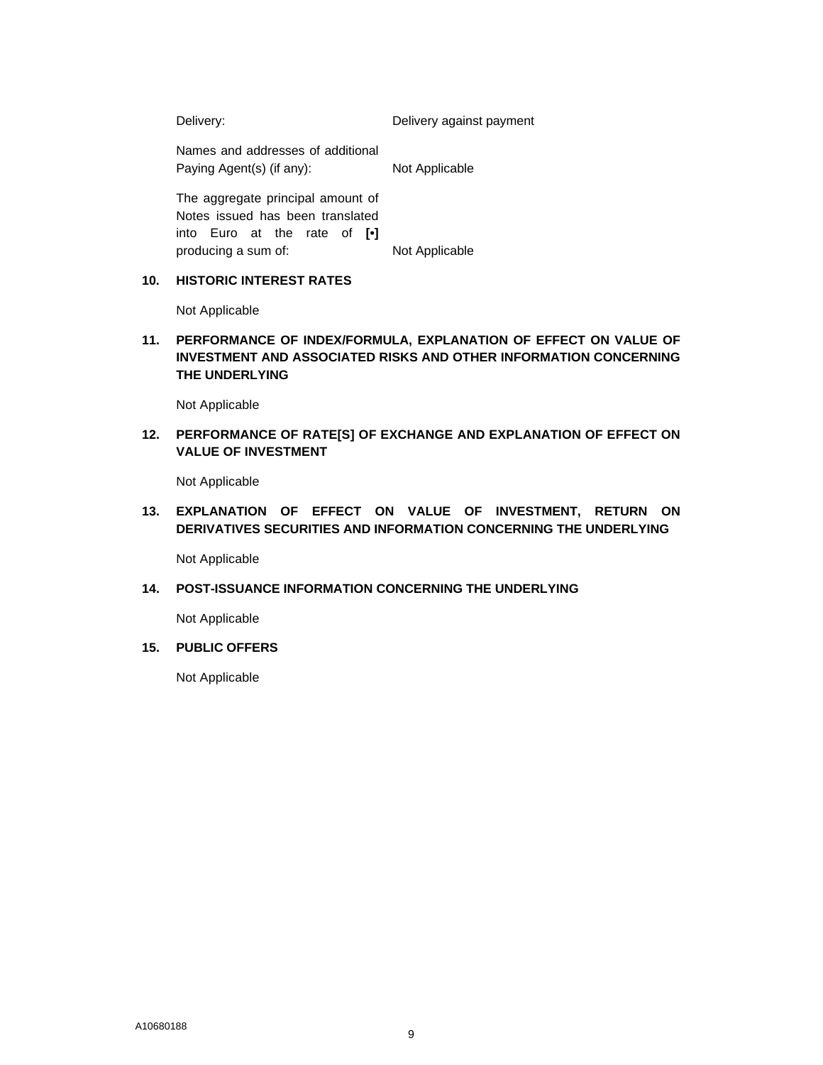| | |
|---|---|
| Delivery: | Delivery against payment |
| Names and addresses of additional Paying Agent(s) (if any): | Not Applicable |
| The aggregate principal amount of Notes issued has been translated into Euro at the rate of **[•]** producing a sum of: | Not Applicable |

## 10. HISTORIC INTEREST RATES

Not Applicable

## 11. PERFORMANCE OF INDEX/FORMULA, EXPLANATION OF EFFECT ON VALUE OF INVESTMENT AND ASSOCIATED RISKS AND OTHER INFORMATION CONCERNING THE UNDERLYING

Not Applicable

## 12. PERFORMANCE OF RATE[S] OF EXCHANGE AND EXPLANATION OF EFFECT ON VALUE OF INVESTMENT

Not Applicable

## 13. EXPLANATION OF EFFECT ON VALUE OF INVESTMENT, RETURN ON DERIVATIVES SECURITIES AND INFORMATION CONCERNING THE UNDERLYING

Not Applicable

## 14. POST-ISSUANCE INFORMATION CONCERNING THE UNDERLYING

Not Applicable

## 15. PUBLIC OFFERS

Not Applicable

A10680188